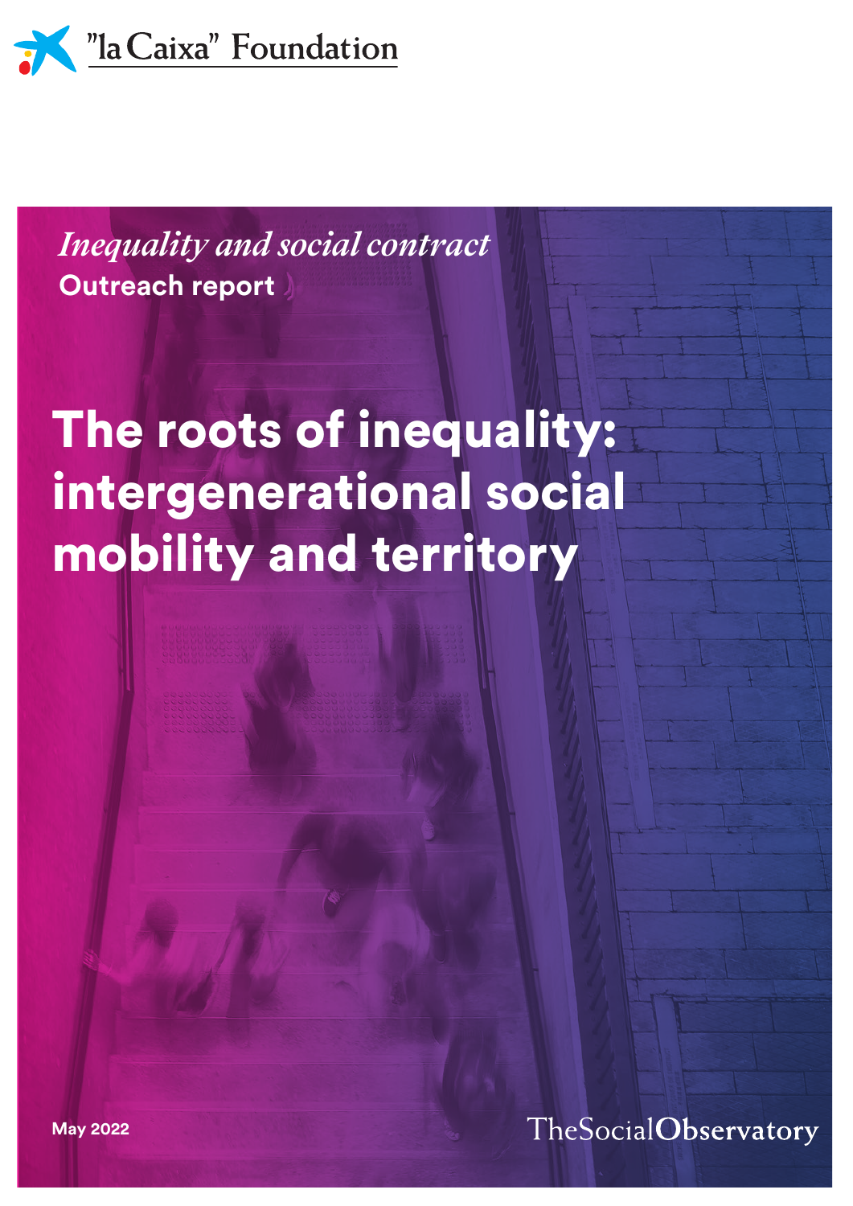"la Caixa" Foundation

*Inequality and social contract*

**Outreach report**

# The roots of inequality: intergenerational social mobility and territory

May 2022

TheSocialObservatory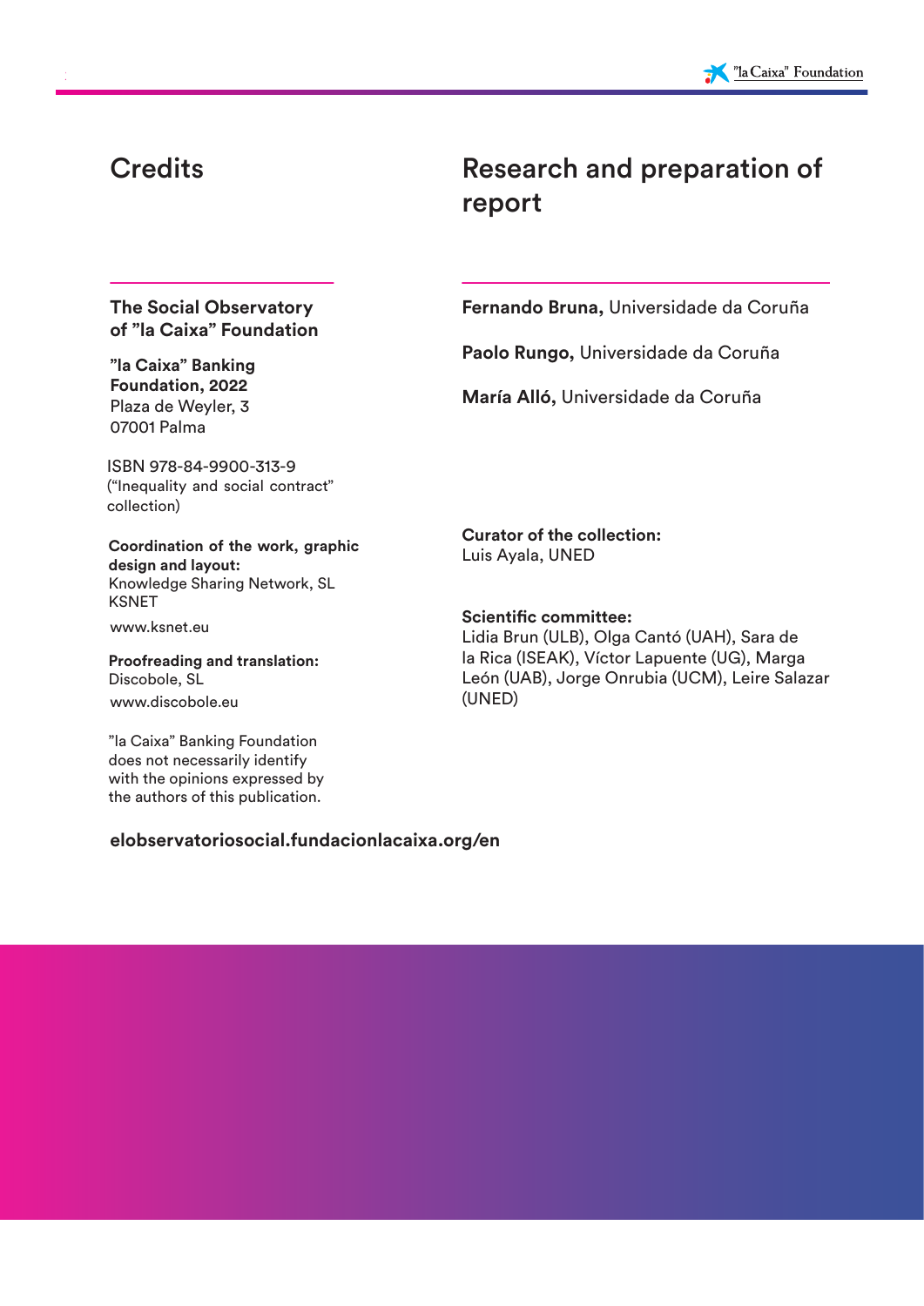# Credits

## The Social Observatory of ”la Caixa” Foundation

**”la Caixa” Banking Foundation, 2022**
Plaza de Weyler, 3
07001 Palma

ISBN 978-84-9900-313-9
(“Inequality and social contract” collection)

**Coordination of the work, graphic design and layout:**
Knowledge Sharing Network, SL
KSNET
www.ksnet.eu

**Proofreading and translation:**
Discobole, SL
www.discobole.eu

”la Caixa” Banking Foundation does not necessarily identify with the opinions expressed by the authors of this publication.

# Research and preparation of report

**Fernando Bruna,** Universidade da Coruña

**Paolo Rungo,** Universidade da Coruña

**María Alló,** Universidade da Coruña

**Curator of the collection:**
Luis Ayala, UNED

**Scientific committee:**
Lidia Brun (ULB), Olga Cantó (UAH), Sara de la Rica (ISEAK), Víctor Lapuente (UG), Marga León (UAB), Jorge Onrubia (UCM), Leire Salazar (UNED)

**elobservatoriosocial.fundacionlacaixa.org/en**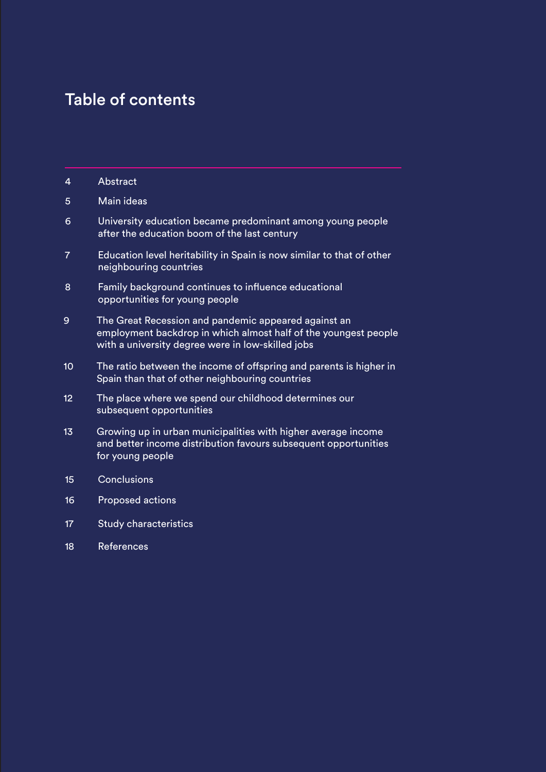# Table of contents

| | |
|---|---|
| 4 | Abstract |
| 5 | Main ideas |
| 6 | University education became predominant among young people after the education boom of the last century |
| 7 | Education level heritability in Spain is now similar to that of other neighbouring countries |
| 8 | Family background continues to influence educational opportunities for young people |
| 9 | The Great Recession and pandemic appeared against an employment backdrop in which almost half of the youngest people with a university degree were in low-skilled jobs |
| 10 | The ratio between the income of offspring and parents is higher in Spain than that of other neighbouring countries |
| 12 | The place where we spend our childhood determines our subsequent opportunities |
| 13 | Growing up in urban municipalities with higher average income and better income distribution favours subsequent opportunities for young people |
| 15 | Conclusions |
| 16 | Proposed actions |
| 17 | Study characteristics |
| 18 | References |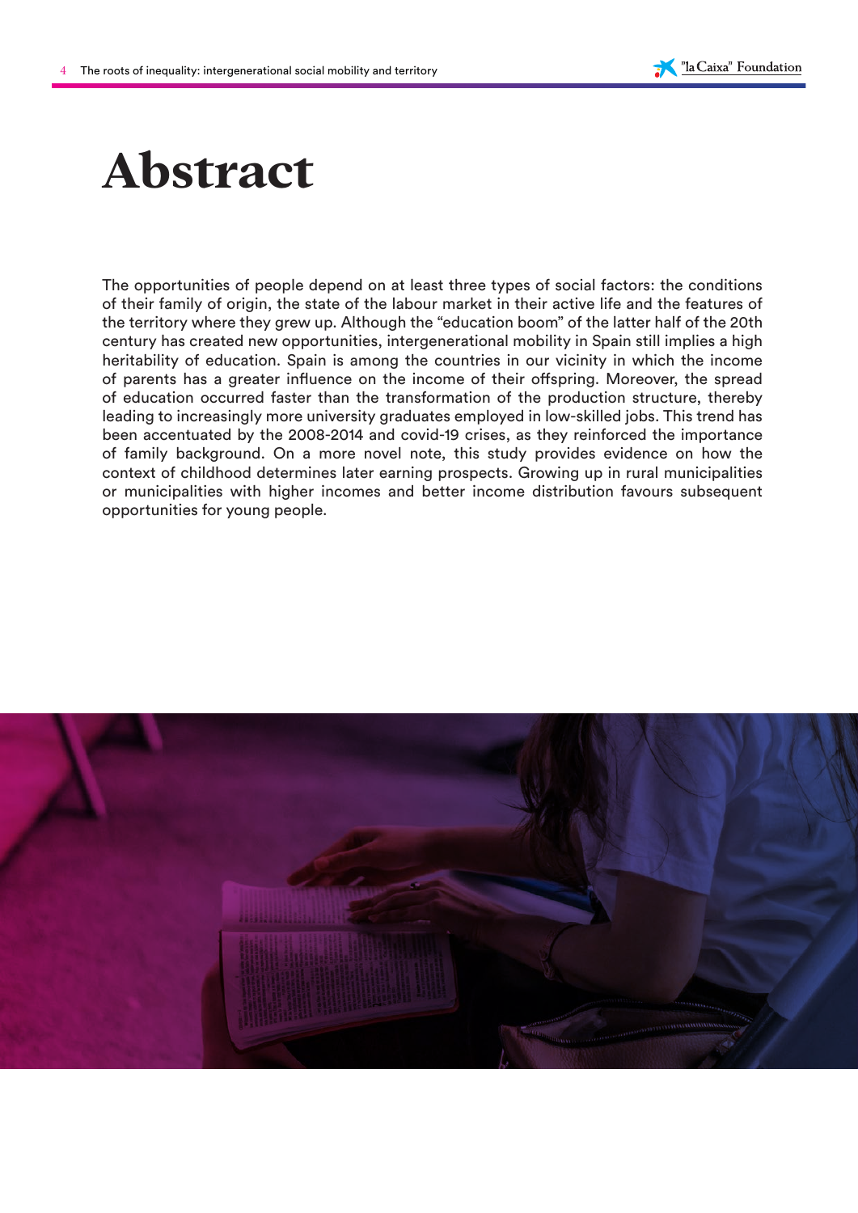# Abstract

The opportunities of people depend on at least three types of social factors: the conditions of their family of origin, the state of the labour market in their active life and the features of the territory where they grew up. Although the "education boom" of the latter half of the 20th century has created new opportunities, intergenerational mobility in Spain still implies a high heritability of education. Spain is among the countries in our vicinity in which the income of parents has a greater influence on the income of their offspring. Moreover, the spread of education occurred faster than the transformation of the production structure, thereby leading to increasingly more university graduates employed in low-skilled jobs. This trend has been accentuated by the 2008-2014 and covid-19 crises, as they reinforced the importance of family background. On a more novel note, this study provides evidence on how the context of childhood determines later earning prospects. Growing up in rural municipalities or municipalities with higher incomes and better income distribution favours subsequent opportunities for young people.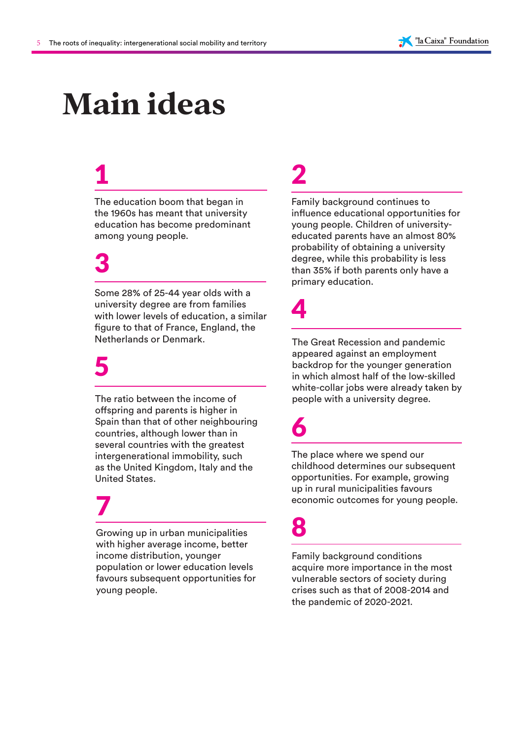# Main ideas

## 1

The education boom that began in the 1960s has meant that university education has become predominant among young people.

## 2

Family background continues to influence educational opportunities for young people. Children of university-educated parents have an almost 80% probability of obtaining a university degree, while this probability is less than 35% if both parents only have a primary education.

## 3

Some 28% of 25-44 year olds with a university degree are from families with lower levels of education, a similar figure to that of France, England, the Netherlands or Denmark.

## 4

The Great Recession and pandemic appeared against an employment backdrop for the younger generation in which almost half of the low-skilled white-collar jobs were already taken by people with a university degree.

## 5

The ratio between the income of offspring and parents is higher in Spain than that of other neighbouring countries, although lower than in several countries with the greatest intergenerational immobility, such as the United Kingdom, Italy and the United States.

## 6

The place where we spend our childhood determines our subsequent opportunities. For example, growing up in rural municipalities favours economic outcomes for young people.

## 7

Growing up in urban municipalities with higher average income, better income distribution, younger population or lower education levels favours subsequent opportunities for young people.

## 8

Family background conditions acquire more importance in the most vulnerable sectors of society during crises such as that of 2008-2014 and the pandemic of 2020-2021.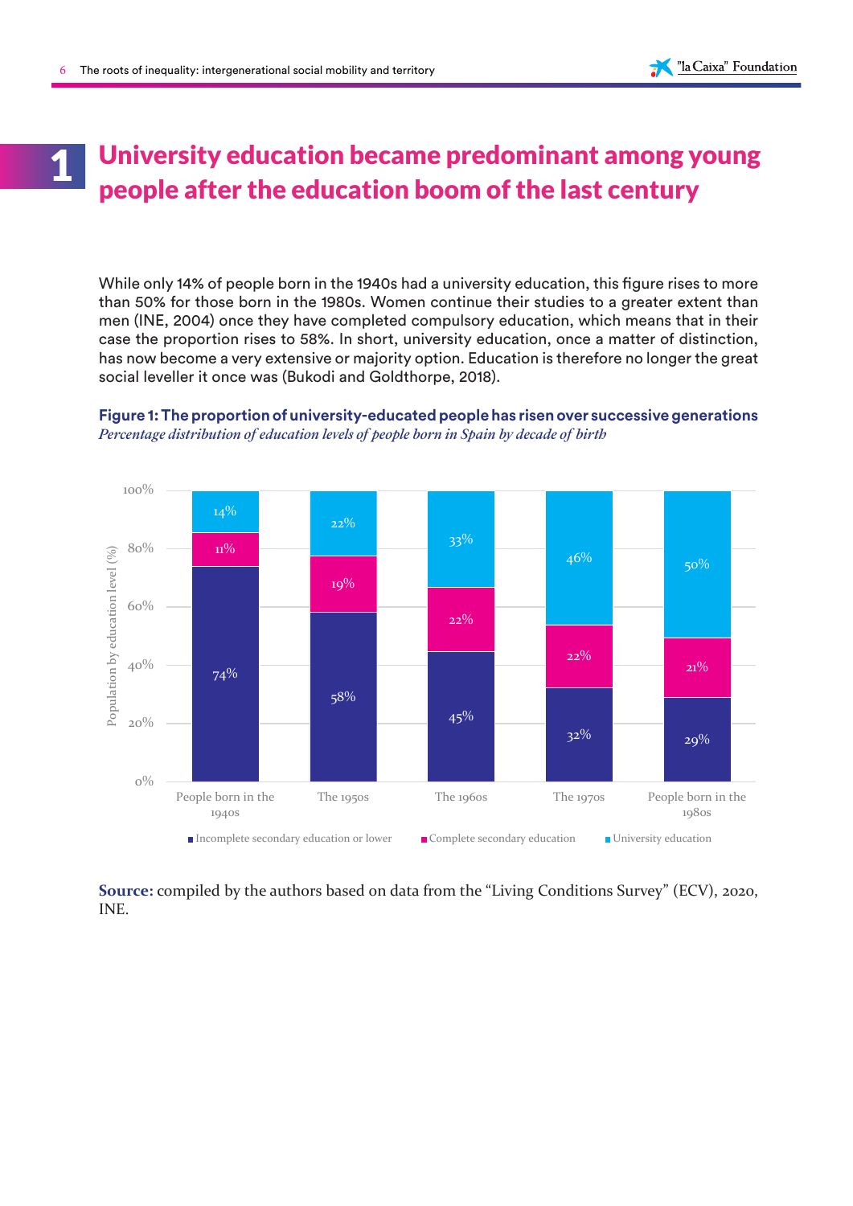# 1 University education became predominant among young people after the education boom of the last century

While only 14% of people born in the 1940s had a university education, this figure rises to more than 50% for those born in the 1980s. Women continue their studies to a greater extent than men (INE, 2004) once they have completed compulsory education, which means that in their case the proportion rises to 58%. In short, university education, once a matter of distinction, has now become a very extensive or majority option. Education is therefore no longer the great social leveller it once was (Bukodi and Goldthorpe, 2018).

**Figure 1: The proportion of university-educated people has risen over successive generations**
*Percentage distribution of education levels of people born in Spain by decade of birth*

| Population by education level (%) | People born in the 1940s | The 1950s | The 1960s | The 1970s | People born in the 1980s |
|---|---|---|---|---|---|
| Incomplete secondary education or lower | 74% | 58% | 45% | 32% | 29% |
| Complete secondary education | 11% | 19% | 22% | 22% | 21% |
| University education | 14% | 22% | 33% | 46% | 50% |

**Source:** compiled by the authors based on data from the "Living Conditions Survey" (ECV), 2020, INE.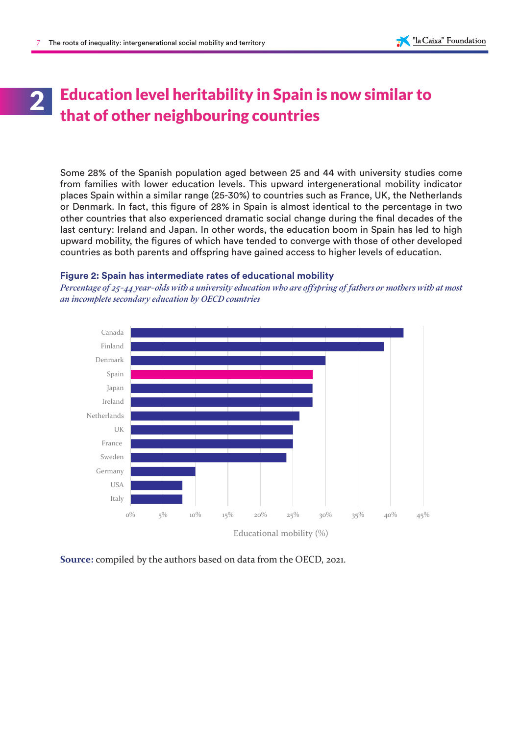# 2 Education level heritability in Spain is now similar to that of other neighbouring countries

Some 28% of the Spanish population aged between 25 and 44 with university studies come from families with lower education levels. This upward intergenerational mobility indicator places Spain within a similar range (25-30%) to countries such as France, UK, the Netherlands or Denmark. In fact, this figure of 28% in Spain is almost identical to the percentage in two other countries that also experienced dramatic social change during the final decades of the last century: Ireland and Japan. In other words, the education boom in Spain has led to high upward mobility, the figures of which have tended to converge with those of other developed countries as both parents and offspring have gained access to higher levels of education.

**Figure 2: Spain has intermediate rates of educational mobility**

*Percentage of 25-44 year-olds with a university education who are offspring of fathers or mothers with at most an incomplete secondary education by OECD countries*

| Country | Educational mobility (%) |
|---|---|
| Canada | 42 |
| Finland | 39 |
| Denmark | 30 |
| Spain | 28 |
| Japan | 28 |
| Ireland | 28 |
| Netherlands | 26 |
| UK | 25 |
| France | 25 |
| Sweden | 24 |
| Germany | 10 |
| USA | 8 |
| Italy | 8 |

**Source:** compiled by the authors based on data from the OECD, 2021.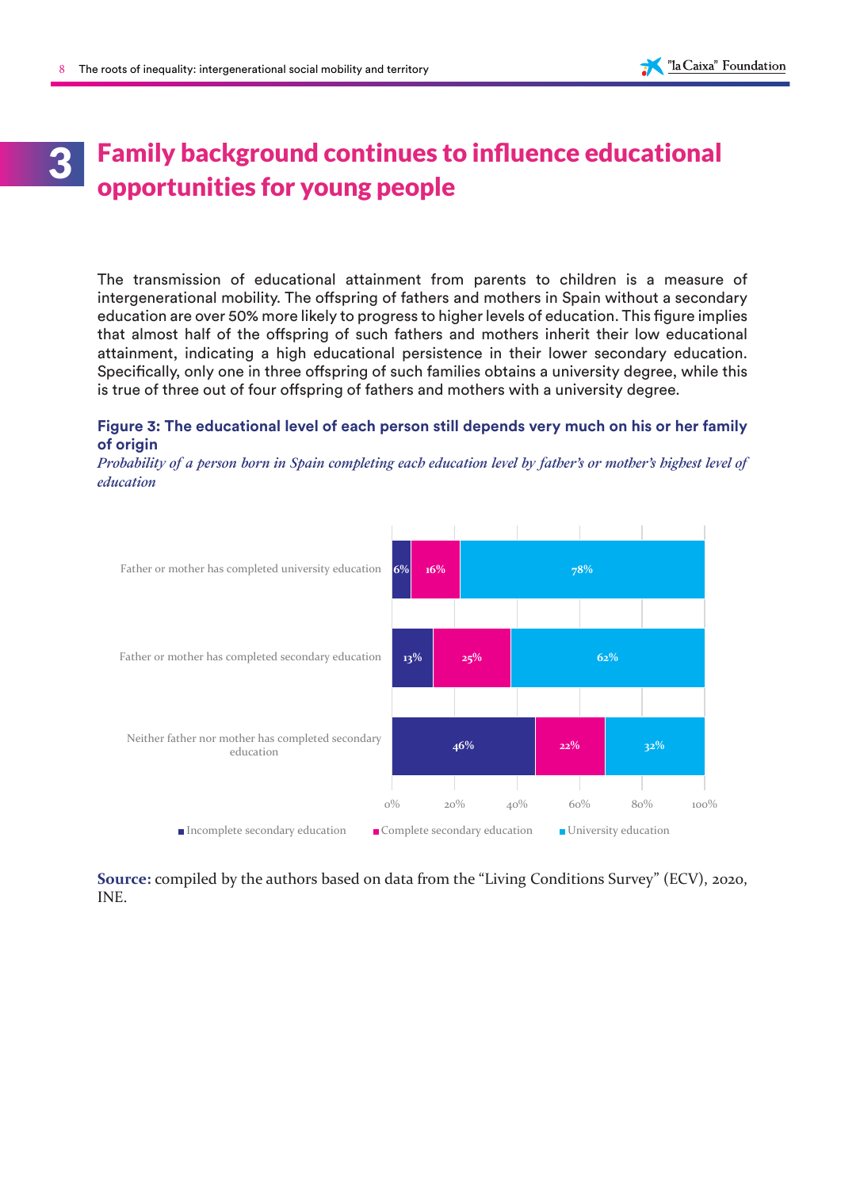# 3 Family background continues to influence educational opportunities for young people

The transmission of educational attainment from parents to children is a measure of intergenerational mobility. The offspring of fathers and mothers in Spain without a secondary education are over 50% more likely to progress to higher levels of education. This figure implies that almost half of the offspring of such fathers and mothers inherit their low educational attainment, indicating a high educational persistence in their lower secondary education. Specifically, only one in three offspring of such families obtains a university degree, while this is true of three out of four offspring of fathers and mothers with a university degree.

**Figure 3: The educational level of each person still depends very much on his or her family of origin**

*Probability of a person born in Spain completing each education level by father's or mother's highest level of education*

| | Incomplete secondary education | Complete secondary education | University education |
|---|---|---|---|
| Father or mother has completed university education | 6% | 16% | 78% |
| Father or mother has completed secondary education | 13% | 25% | 62% |
| Neither father nor mother has completed secondary education | 46% | 22% | 32% |

**Source:** compiled by the authors based on data from the "Living Conditions Survey" (ECV), 2020, INE.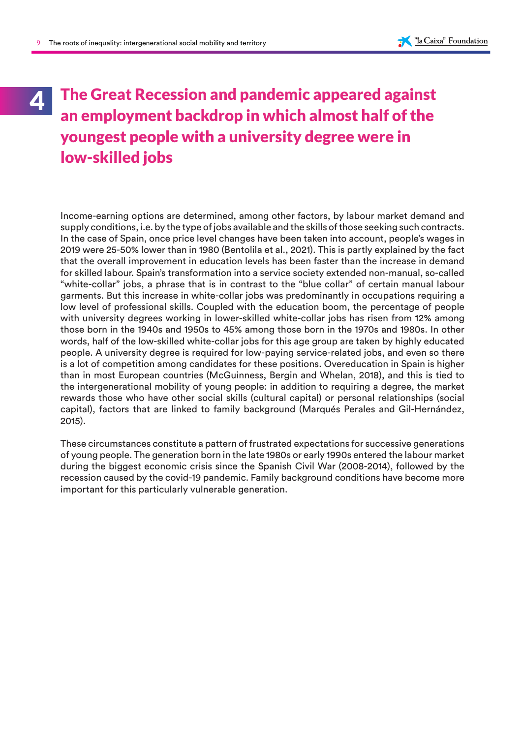# 4 The Great Recession and pandemic appeared against an employment backdrop in which almost half of the youngest people with a university degree were in low-skilled jobs

Income-earning options are determined, among other factors, by labour market demand and supply conditions, i.e. by the type of jobs available and the skills of those seeking such contracts. In the case of Spain, once price level changes have been taken into account, people's wages in 2019 were 25-50% lower than in 1980 (Bentolila et al., 2021). This is partly explained by the fact that the overall improvement in education levels has been faster than the increase in demand for skilled labour. Spain's transformation into a service society extended non-manual, so-called "white-collar" jobs, a phrase that is in contrast to the "blue collar" of certain manual labour garments. But this increase in white-collar jobs was predominantly in occupations requiring a low level of professional skills. Coupled with the education boom, the percentage of people with university degrees working in lower-skilled white-collar jobs has risen from 12% among those born in the 1940s and 1950s to 45% among those born in the 1970s and 1980s. In other words, half of the low-skilled white-collar jobs for this age group are taken by highly educated people. A university degree is required for low-paying service-related jobs, and even so there is a lot of competition among candidates for these positions. Overeducation in Spain is higher than in most European countries (McGuinness, Bergin and Whelan, 2018), and this is tied to the intergenerational mobility of young people: in addition to requiring a degree, the market rewards those who have other social skills (cultural capital) or personal relationships (social capital), factors that are linked to family background (Marqués Perales and Gil-Hernández, 2015).

These circumstances constitute a pattern of frustrated expectations for successive generations of young people. The generation born in the late 1980s or early 1990s entered the labour market during the biggest economic crisis since the Spanish Civil War (2008-2014), followed by the recession caused by the covid-19 pandemic. Family background conditions have become more important for this particularly vulnerable generation.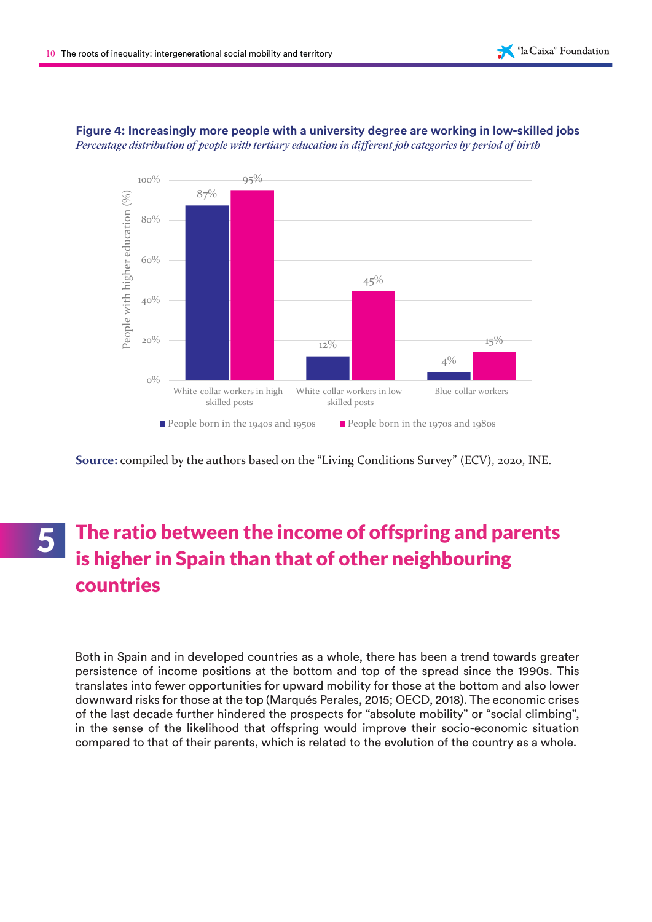**Figure 4: Increasingly more people with a university degree are working in low-skilled jobs**

*Percentage distribution of people with tertiary education in different job categories by period of birth*

| People with higher education (%) | People born in the 1940s and 1950s | People born in the 1970s and 1980s |
|---|---|---|
| White-collar workers in high-skilled posts | 87% | 95% |
| White-collar workers in low-skilled posts | 12% | 45% |
| Blue-collar workers | 4% | 15% |

**Source:** compiled by the authors based on the "Living Conditions Survey" (ECV), 2020, INE.

## 5 The ratio between the income of offspring and parents is higher in Spain than that of other neighbouring countries

Both in Spain and in developed countries as a whole, there has been a trend towards greater persistence of income positions at the bottom and top of the spread since the 1990s. This translates into fewer opportunities for upward mobility for those at the bottom and also lower downward risks for those at the top (Marqués Perales, 2015; OECD, 2018). The economic crises of the last decade further hindered the prospects for "absolute mobility" or "social climbing", in the sense of the likelihood that offspring would improve their socio-economic situation compared to that of their parents, which is related to the evolution of the country as a whole.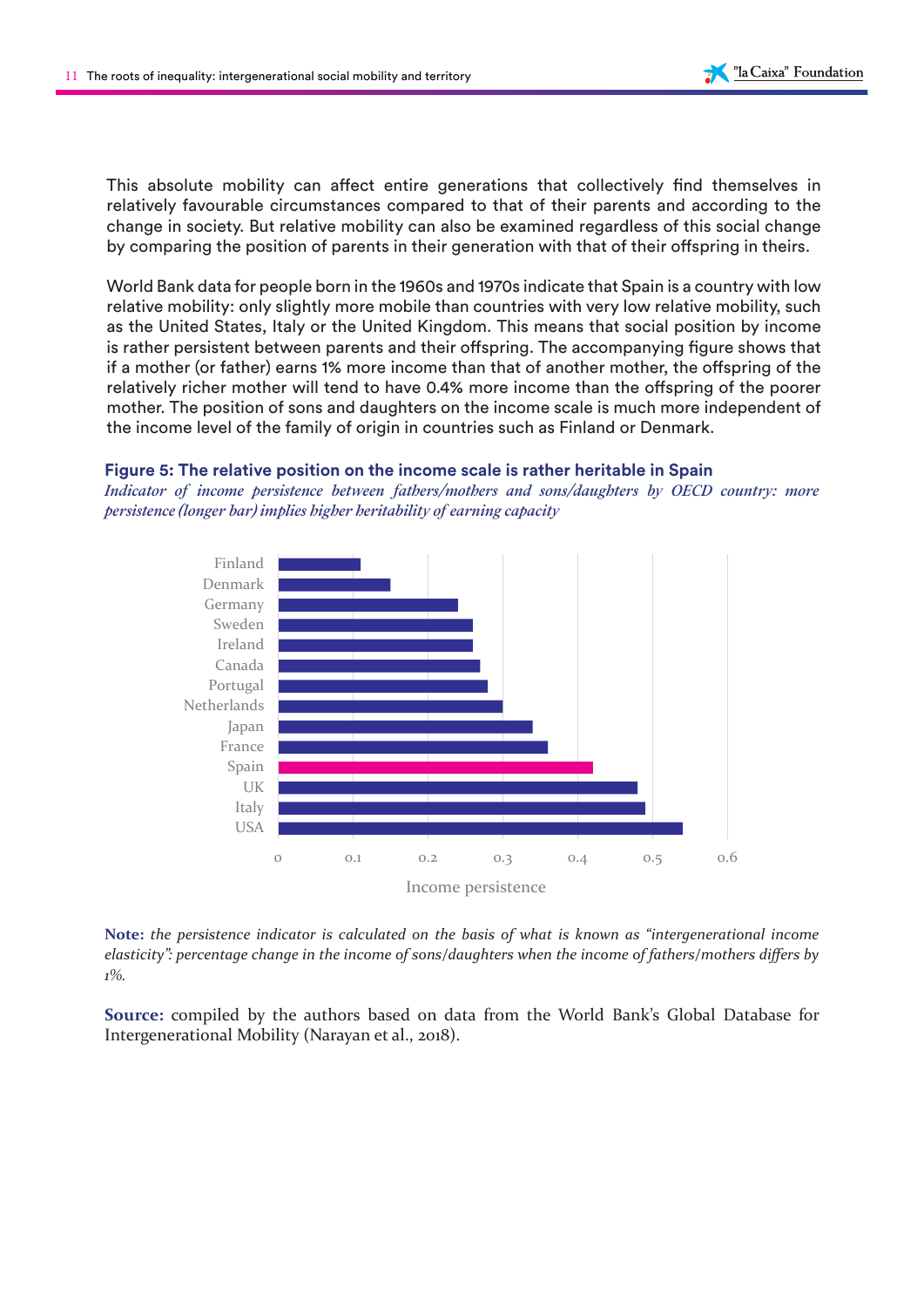This absolute mobility can affect entire generations that collectively find themselves in relatively favourable circumstances compared to that of their parents and according to the change in society. But relative mobility can also be examined regardless of this social change by comparing the position of parents in their generation with that of their offspring in theirs.

World Bank data for people born in the 1960s and 1970s indicate that Spain is a country with low relative mobility: only slightly more mobile than countries with very low relative mobility, such as the United States, Italy or the United Kingdom. This means that social position by income is rather persistent between parents and their offspring. The accompanying figure shows that if a mother (or father) earns 1% more income than that of another mother, the offspring of the relatively richer mother will tend to have 0.4% more income than the offspring of the poorer mother. The position of sons and daughters on the income scale is much more independent of the income level of the family of origin in countries such as Finland or Denmark.

**Figure 5: The relative position on the income scale is rather heritable in Spain**

*Indicator of income persistence between fathers/mothers and sons/daughters by OECD country: more persistence (longer bar) implies higher heritability of earning capacity*

| Country | Income persistence |
|---|---|
| Finland | 0.11 |
| Denmark | 0.15 |
| Germany | 0.24 |
| Sweden | 0.26 |
| Ireland | 0.26 |
| Canada | 0.27 |
| Portugal | 0.28 |
| Netherlands | 0.30 |
| Japan | 0.34 |
| France | 0.36 |
| Spain | 0.42 |
| UK | 0.48 |
| Italy | 0.49 |
| USA | 0.54 |

**Note:** *the persistence indicator is calculated on the basis of what is known as "intergenerational income elasticity": percentage change in the income of sons/daughters when the income of fathers/mothers differs by 1%.*

**Source:** compiled by the authors based on data from the World Bank's Global Database for Intergenerational Mobility (Narayan et al., 2018).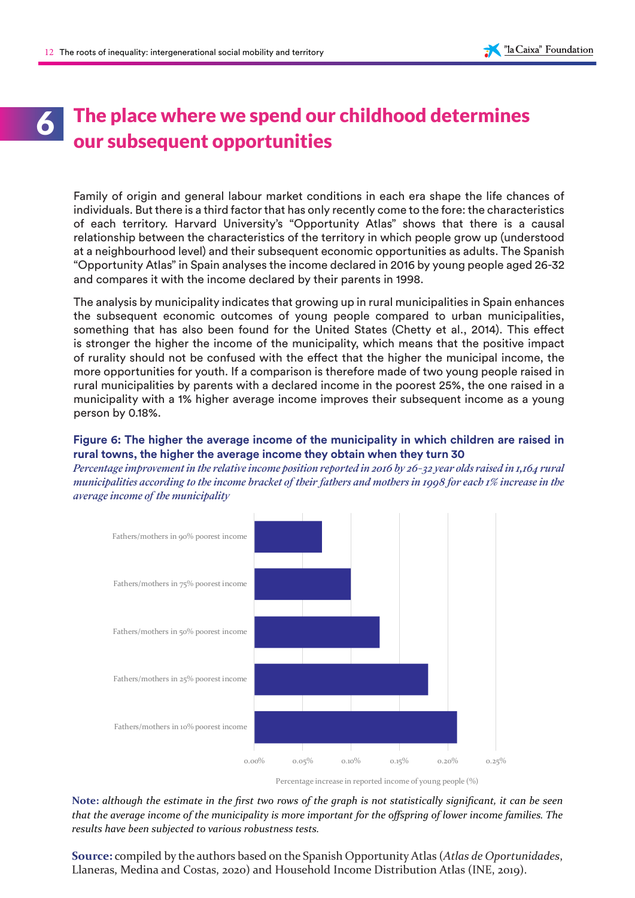# 6 The place where we spend our childhood determines our subsequent opportunities

Family of origin and general labour market conditions in each era shape the life chances of individuals. But there is a third factor that has only recently come to the fore: the characteristics of each territory. Harvard University's "Opportunity Atlas" shows that there is a causal relationship between the characteristics of the territory in which people grow up (understood at a neighbourhood level) and their subsequent economic opportunities as adults. The Spanish "Opportunity Atlas" in Spain analyses the income declared in 2016 by young people aged 26-32 and compares it with the income declared by their parents in 1998.

The analysis by municipality indicates that growing up in rural municipalities in Spain enhances the subsequent economic outcomes of young people compared to urban municipalities, something that has also been found for the United States (Chetty et al., 2014). This effect is stronger the higher the income of the municipality, which means that the positive impact of rurality should not be confused with the effect that the higher the municipal income, the more opportunities for youth. If a comparison is therefore made of two young people raised in rural municipalities by parents with a declared income in the poorest 25%, the one raised in a municipality with a 1% higher average income improves their subsequent income as a young person by 0.18%.

**Figure 6: The higher the average income of the municipality in which children are raised in rural towns, the higher the average income they obtain when they turn 30**

*Percentage improvement in the relative income position reported in 2016 by 26-32 year olds raised in 1,164 rural municipalities according to the income bracket of their fathers and mothers in 1998 for each 1% increase in the average income of the municipality*

| | Percentage increase in reported income of young people (%) |
|---|---|
| Fathers/mothers in 90% poorest income | ~0.07% |
| Fathers/mothers in 75% poorest income | ~0.10% |
| Fathers/mothers in 50% poorest income | ~0.13% |
| Fathers/mothers in 25% poorest income | ~0.18% |
| Fathers/mothers in 10% poorest income | ~0.21% |

**Note:** *although the estimate in the first two rows of the graph is not statistically significant, it can be seen that the average income of the municipality is more important for the offspring of lower income families. The results have been subjected to various robustness tests.*

**Source:** compiled by the authors based on the Spanish Opportunity Atlas (*Atlas de Oportunidades*, Llaneras, Medina and Costas, 2020) and Household Income Distribution Atlas (INE, 2019).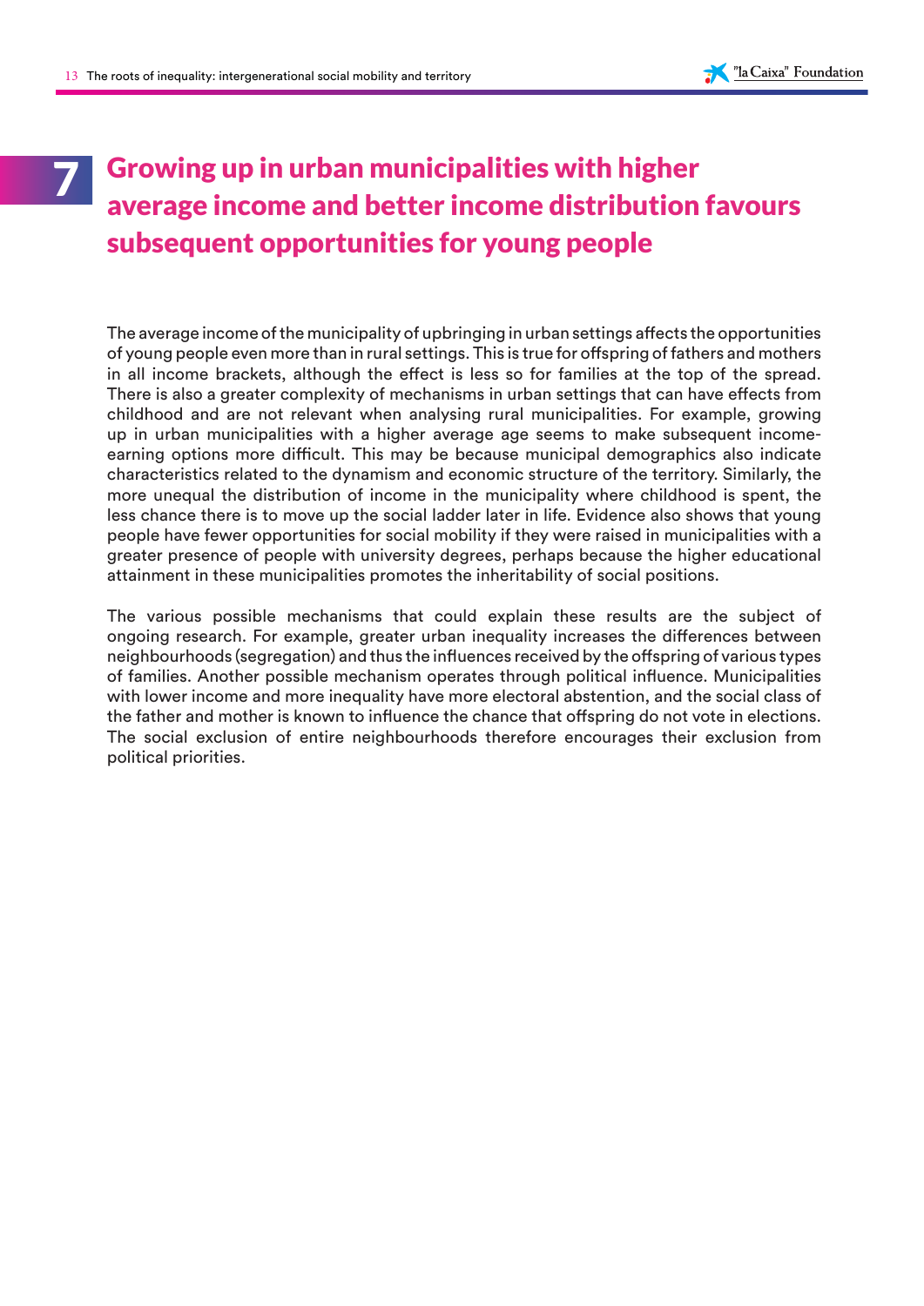# 7 Growing up in urban municipalities with higher average income and better income distribution favours subsequent opportunities for young people

The average income of the municipality of upbringing in urban settings affects the opportunities of young people even more than in rural settings. This is true for offspring of fathers and mothers in all income brackets, although the effect is less so for families at the top of the spread. There is also a greater complexity of mechanisms in urban settings that can have effects from childhood and are not relevant when analysing rural municipalities. For example, growing up in urban municipalities with a higher average age seems to make subsequent income-earning options more difficult. This may be because municipal demographics also indicate characteristics related to the dynamism and economic structure of the territory. Similarly, the more unequal the distribution of income in the municipality where childhood is spent, the less chance there is to move up the social ladder later in life. Evidence also shows that young people have fewer opportunities for social mobility if they were raised in municipalities with a greater presence of people with university degrees, perhaps because the higher educational attainment in these municipalities promotes the inheritability of social positions.

The various possible mechanisms that could explain these results are the subject of ongoing research. For example, greater urban inequality increases the differences between neighbourhoods (segregation) and thus the influences received by the offspring of various types of families. Another possible mechanism operates through political influence. Municipalities with lower income and more inequality have more electoral abstention, and the social class of the father and mother is known to influence the chance that offspring do not vote in elections. The social exclusion of entire neighbourhoods therefore encourages their exclusion from political priorities.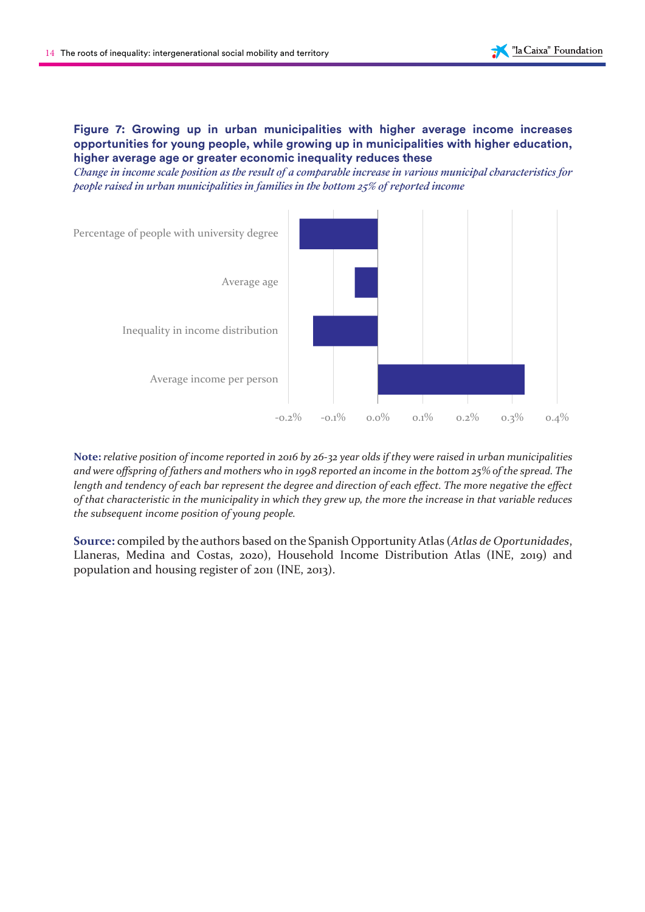**Figure 7: Growing up in urban municipalities with higher average income increases opportunities for young people, while growing up in municipalities with higher education, higher average age or greater economic inequality reduces these**

*Change in income scale position as the result of a comparable increase in various municipal characteristics for people raised in urban municipalities in families in the bottom 25% of reported income*

Percentage of people with university degree

Average age

Inequality in income distribution

Average income per person

-0.2% -0.1% 0.0% 0.1% 0.2% 0.3% 0.4%

**Note:** *relative position of income reported in 2016 by 26-32 year olds if they were raised in urban municipalities and were offspring of fathers and mothers who in 1998 reported an income in the bottom 25% of the spread. The length and tendency of each bar represent the degree and direction of each effect. The more negative the effect of that characteristic in the municipality in which they grew up, the more the increase in that variable reduces the subsequent income position of young people.*

**Source:** compiled by the authors based on the Spanish Opportunity Atlas (*Atlas de Oportunidades*, Llaneras, Medina and Costas, 2020), Household Income Distribution Atlas (INE, 2019) and population and housing register of 2011 (INE, 2013).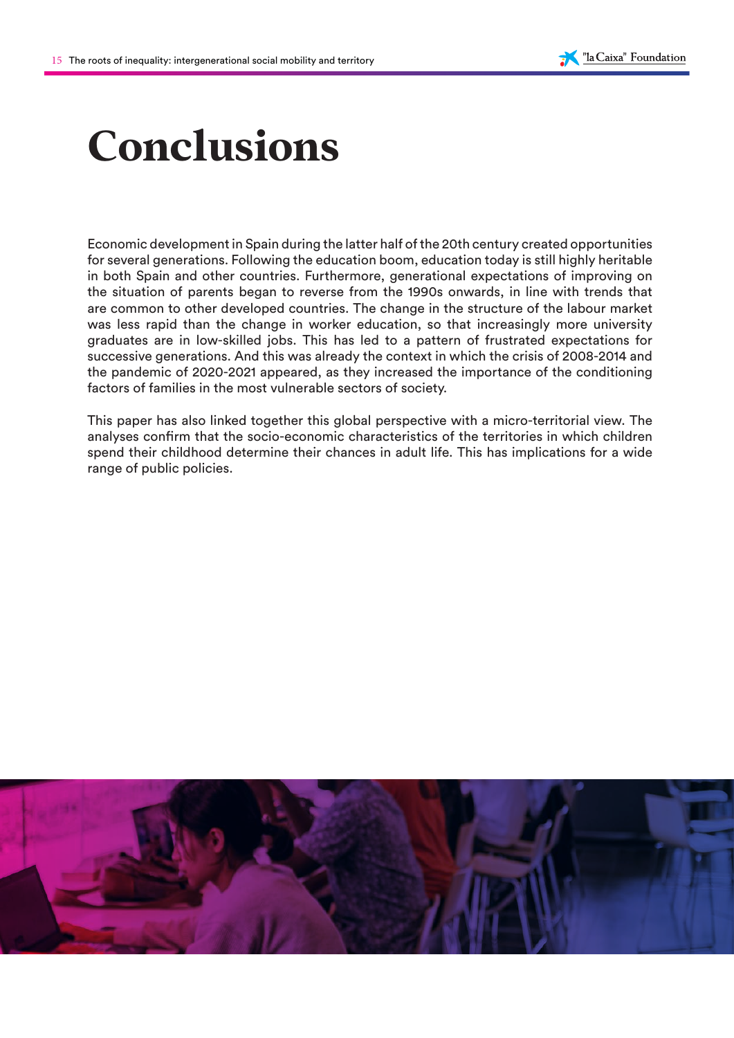# Conclusions

Economic development in Spain during the latter half of the 20th century created opportunities for several generations. Following the education boom, education today is still highly heritable in both Spain and other countries. Furthermore, generational expectations of improving on the situation of parents began to reverse from the 1990s onwards, in line with trends that are common to other developed countries. The change in the structure of the labour market was less rapid than the change in worker education, so that increasingly more university graduates are in low-skilled jobs. This has led to a pattern of frustrated expectations for successive generations. And this was already the context in which the crisis of 2008-2014 and the pandemic of 2020-2021 appeared, as they increased the importance of the conditioning factors of families in the most vulnerable sectors of society.

This paper has also linked together this global perspective with a micro-territorial view. The analyses confirm that the socio-economic characteristics of the territories in which children spend their childhood determine their chances in adult life. This has implications for a wide range of public policies.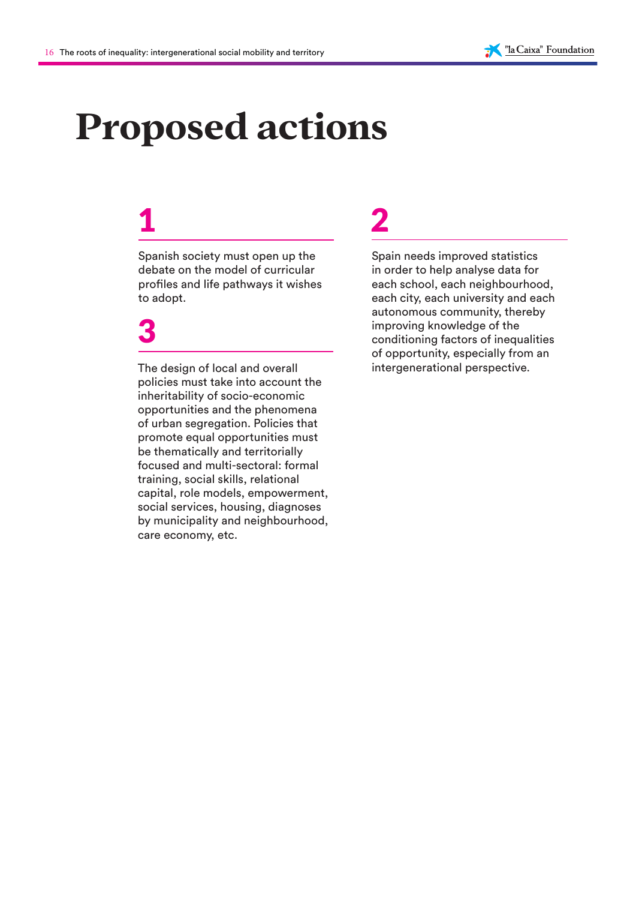# Proposed actions

## 1

Spanish society must open up the debate on the model of curricular profiles and life pathways it wishes to adopt.

## 2

Spain needs improved statistics in order to help analyse data for each school, each neighbourhood, each city, each university and each autonomous community, thereby improving knowledge of the conditioning factors of inequalities of opportunity, especially from an intergenerational perspective.

## 3

The design of local and overall policies must take into account the inheritability of socio-economic opportunities and the phenomena of urban segregation. Policies that promote equal opportunities must be thematically and territorially focused and multi-sectoral: formal training, social skills, relational capital, role models, empowerment, social services, housing, diagnoses by municipality and neighbourhood, care economy, etc.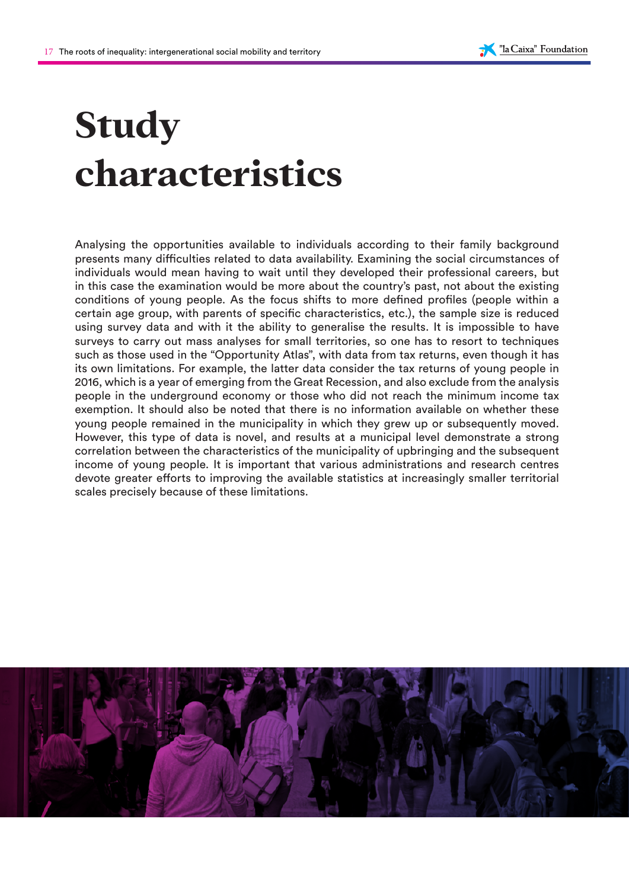# Study characteristics

Analysing the opportunities available to individuals according to their family background presents many difficulties related to data availability. Examining the social circumstances of individuals would mean having to wait until they developed their professional careers, but in this case the examination would be more about the country's past, not about the existing conditions of young people. As the focus shifts to more defined profiles (people within a certain age group, with parents of specific characteristics, etc.), the sample size is reduced using survey data and with it the ability to generalise the results. It is impossible to have surveys to carry out mass analyses for small territories, so one has to resort to techniques such as those used in the "Opportunity Atlas", with data from tax returns, even though it has its own limitations. For example, the latter data consider the tax returns of young people in 2016, which is a year of emerging from the Great Recession, and also exclude from the analysis people in the underground economy or those who did not reach the minimum income tax exemption. It should also be noted that there is no information available on whether these young people remained in the municipality in which they grew up or subsequently moved. However, this type of data is novel, and results at a municipal level demonstrate a strong correlation between the characteristics of the municipality of upbringing and the subsequent income of young people. It is important that various administrations and research centres devote greater efforts to improving the available statistics at increasingly smaller territorial scales precisely because of these limitations.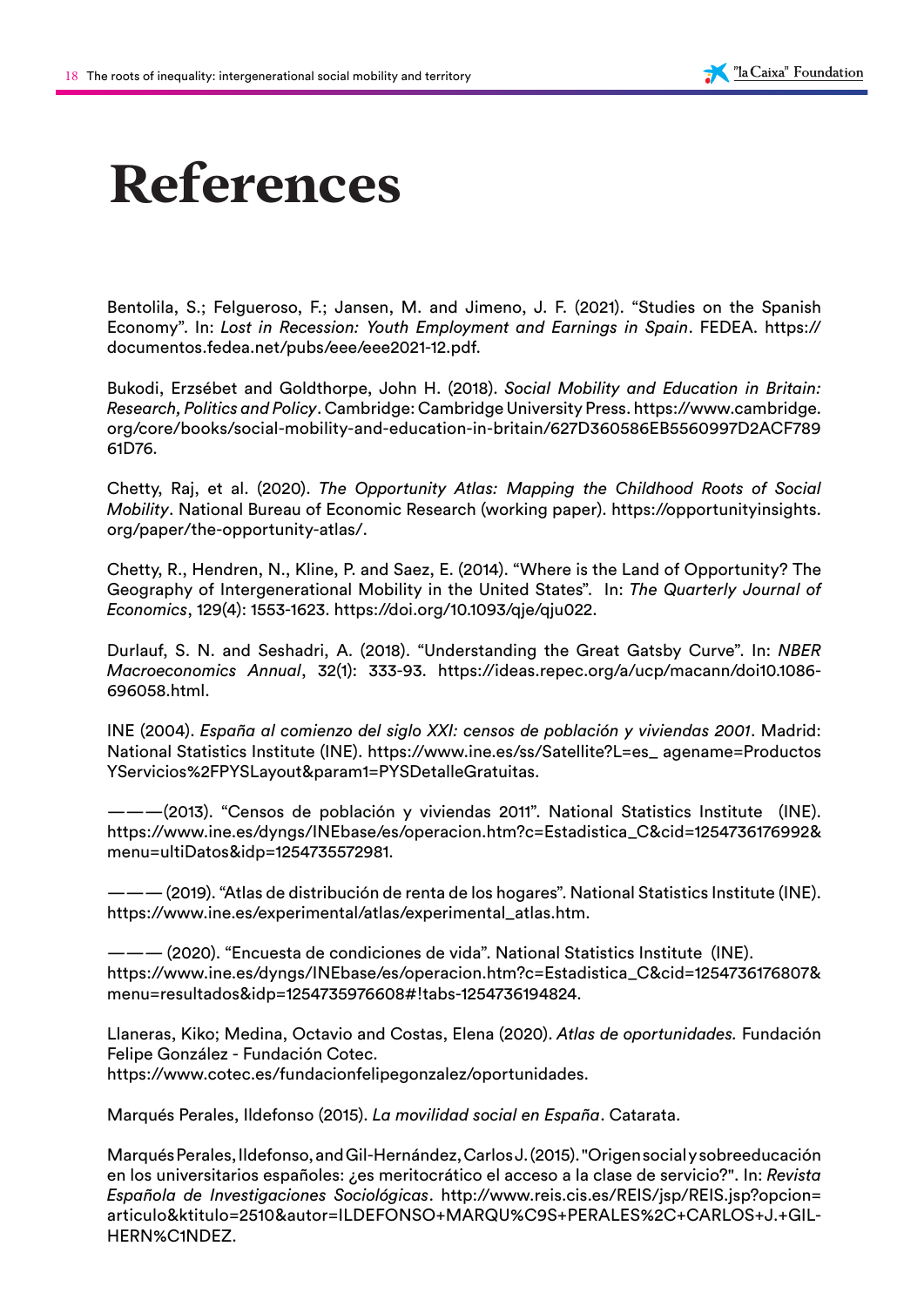# References

Bentolila, S.; Felgueroso, F.; Jansen, M. and Jimeno, J. F. (2021). "Studies on the Spanish Economy". In: *Lost in Recession: Youth Employment and Earnings in Spain*. FEDEA. https://documentos.fedea.net/pubs/eee/eee2021-12.pdf.

Bukodi, Erzsébet and Goldthorpe, John H. (2018). *Social Mobility and Education in Britain: Research, Politics and Policy*. Cambridge: Cambridge University Press. https://www.cambridge.org/core/books/social-mobility-and-education-in-britain/627D360586EB5560997D2ACF78961D76.

Chetty, Raj, et al. (2020). *The Opportunity Atlas: Mapping the Childhood Roots of Social Mobility*. National Bureau of Economic Research (working paper). https://opportunityinsights.org/paper/the-opportunity-atlas/.

Chetty, R., Hendren, N., Kline, P. and Saez, E. (2014). "Where is the Land of Opportunity? The Geography of Intergenerational Mobility in the United States". In: *The Quarterly Journal of Economics*, 129(4): 1553-1623. https://doi.org/10.1093/qje/qju022.

Durlauf, S. N. and Seshadri, A. (2018). "Understanding the Great Gatsby Curve". In: *NBER Macroeconomics Annual*, 32(1): 333-93. https://ideas.repec.org/a/ucp/macann/doi10.1086-696058.html.

INE (2004). *España al comienzo del siglo XXI: censos de población y viviendas 2001*. Madrid: National Statistics Institute (INE). https://www.ine.es/ss/Satellite?L=es_ agename=ProductosYServicios%2FPYSLayout&param1=PYSDetalleGratuitas.

———(2013). "Censos de población y viviendas 2011". National Statistics Institute (INE). https://www.ine.es/dyngs/INEbase/es/operacion.htm?c=Estadistica_C&cid=1254736176992&menu=ultiDatos&idp=1254735572981.

——— (2019). "Atlas de distribución de renta de los hogares". National Statistics Institute (INE). https://www.ine.es/experimental/atlas/experimental_atlas.htm.

——— (2020). "Encuesta de condiciones de vida". National Statistics Institute (INE). https://www.ine.es/dyngs/INEbase/es/operacion.htm?c=Estadistica_C&cid=1254736176807&menu=resultados&idp=1254735976608#!tabs-1254736194824.

Llaneras, Kiko; Medina, Octavio and Costas, Elena (2020). *Atlas de oportunidades.* Fundación Felipe González - Fundación Cotec. https://www.cotec.es/fundacionfelipegonzalez/oportunidades.

Marqués Perales, Ildefonso (2015). *La movilidad social en España*. Catarata.

Marqués Perales, Ildefonso, and Gil-Hernández, Carlos J. (2015). "Origen social y sobreeducación en los universitarios españoles: ¿es meritocrático el acceso a la clase de servicio?". In: *Revista Española de Investigaciones Sociológicas*. http://www.reis.cis.es/REIS/jsp/REIS.jsp?opcion=articulo&ktitulo=2510&autor=ILDEFONSO+MARQU%C9S+PERALES%2C+CARLOS+J.+GIL-HERN%C1NDEZ.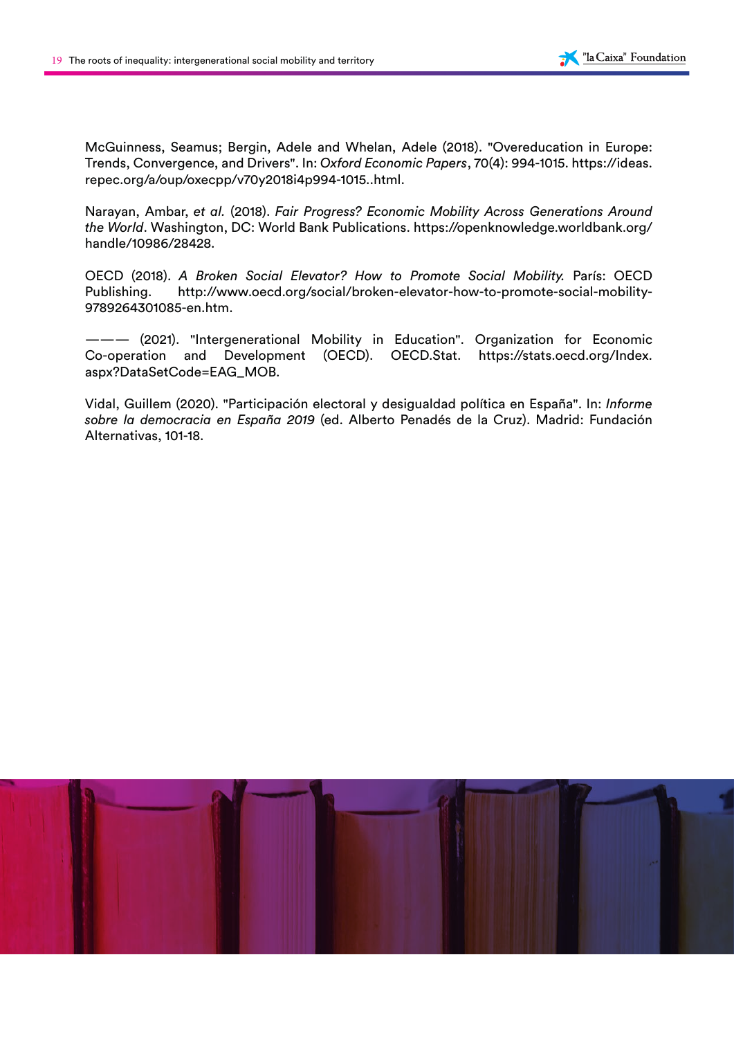McGuinness, Seamus; Bergin, Adele and Whelan, Adele (2018). "Overeducation in Europe: Trends, Convergence, and Drivers". In: *Oxford Economic Papers*, 70(4): 994-1015. https://ideas.repec.org/a/oup/oxecpp/v70y2018i4p994-1015..html.

Narayan, Ambar, *et al.* (2018). *Fair Progress? Economic Mobility Across Generations Around the World*. Washington, DC: World Bank Publications. https://openknowledge.worldbank.org/handle/10986/28428.

OECD (2018). *A Broken Social Elevator? How to Promote Social Mobility.* París: OECD Publishing. http://www.oecd.org/social/broken-elevator-how-to-promote-social-mobility-9789264301085-en.htm.

——— (2021). "Intergenerational Mobility in Education". Organization for Economic Co-operation and Development (OECD). OECD.Stat. https://stats.oecd.org/Index.aspx?DataSetCode=EAG_MOB.

Vidal, Guillem (2020). "Participación electoral y desigualdad política en España". In: *Informe sobre la democracia en España 2019* (ed. Alberto Penadés de la Cruz). Madrid: Fundación Alternativas, 101-18.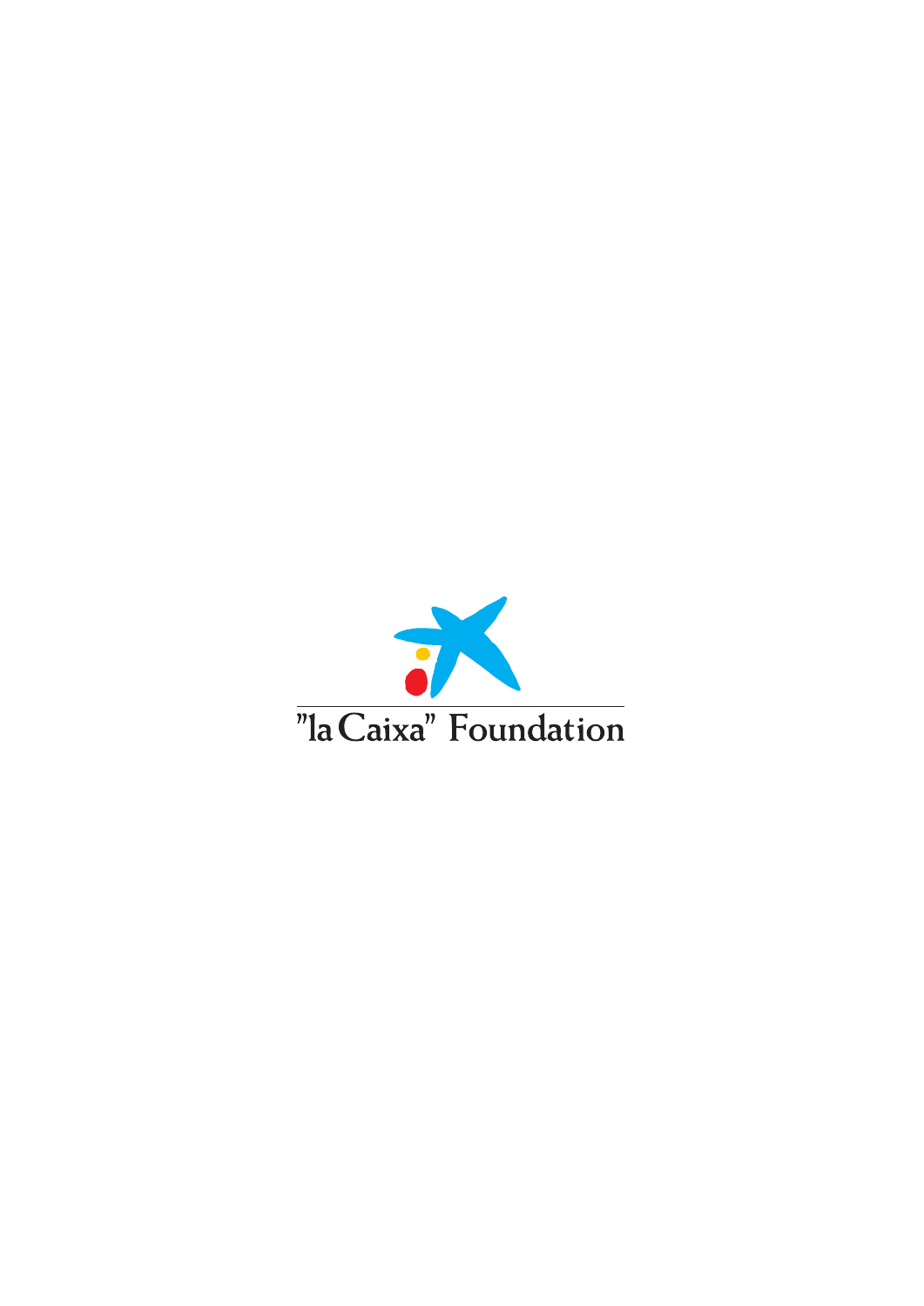"la Caixa" Foundation